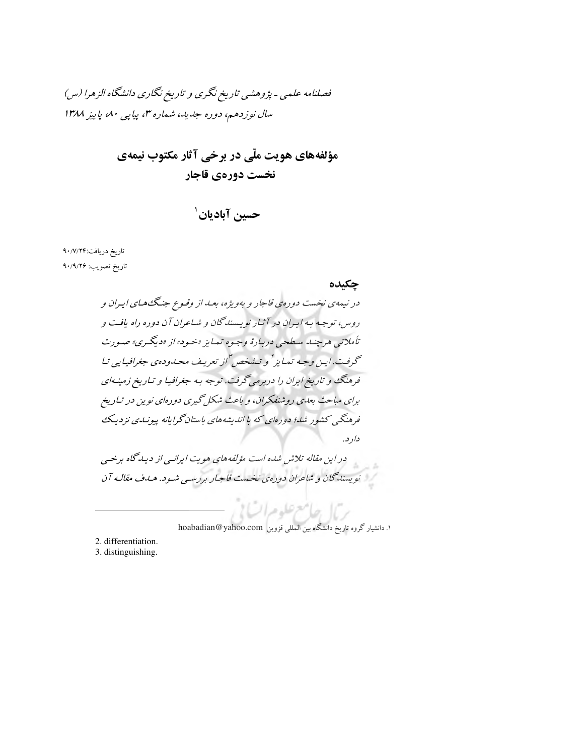*فصلنامه علمی ـ پژوهشی تاریخ نگری و تاریخ نگاری دانشگاه الزهرا (س)*
*سال نوزدهم، دوره جدید، شماره ۳، پیاپی ۸۰، پاییز ۱۳۸۸*

# مؤلفه‌های هویت ملّی در برخی آثار مکتوب نیمه‌ی نخست دوره‌ی قاجار

## حسین آبادیان[1]

تاریخ دریافت:۹۰/۷/۲۴

تاریخ تصویب: ۹۰/۹/۲۶

## چکیده

*در نیمه‌ی نخست دوره‌ی قاجار و به‌ویژه، بعد از وقوع جنگ‌های ایران و روس، توجه به ایران در آثار نویسندگان و شاعران آن دوره راه یافت و تأملاتی هرچند سطحی درباره‌ٔ وجوه تمایز «خود» از «دیگری» صورت گرفت. این وجه تمایز[2] و تشخص[3] از تعریف محدوده‌ی جغرافیایی تا فرهنگ و تاریخ ایران را دربرمی‌گرفت. توجه به جغرافیا و تاریخ زمینه‌ای برای مباحث بعدی روشنفکران، و باعث شکل‌گیری دوره‌ای نوین در تاریخ فرهنگی کشور شد؛ دوره‌ای که با اندیشه‌های باستان‌گرایانه پیوندی نزدیک دارد.*

*در این مقاله تلاش شده است مؤلفه‌های هویت ایرانی از دیدگاه برخی نویسندگان و شاعران دوره‌ی نخست قاجار بررسی شود. هدف مقاله آن*

---

۱. دانشیار گروه تاریخ دانشگاه بین المللی قزوین hoabadian@yahoo.com

2. differentiation.

3. distinguishing.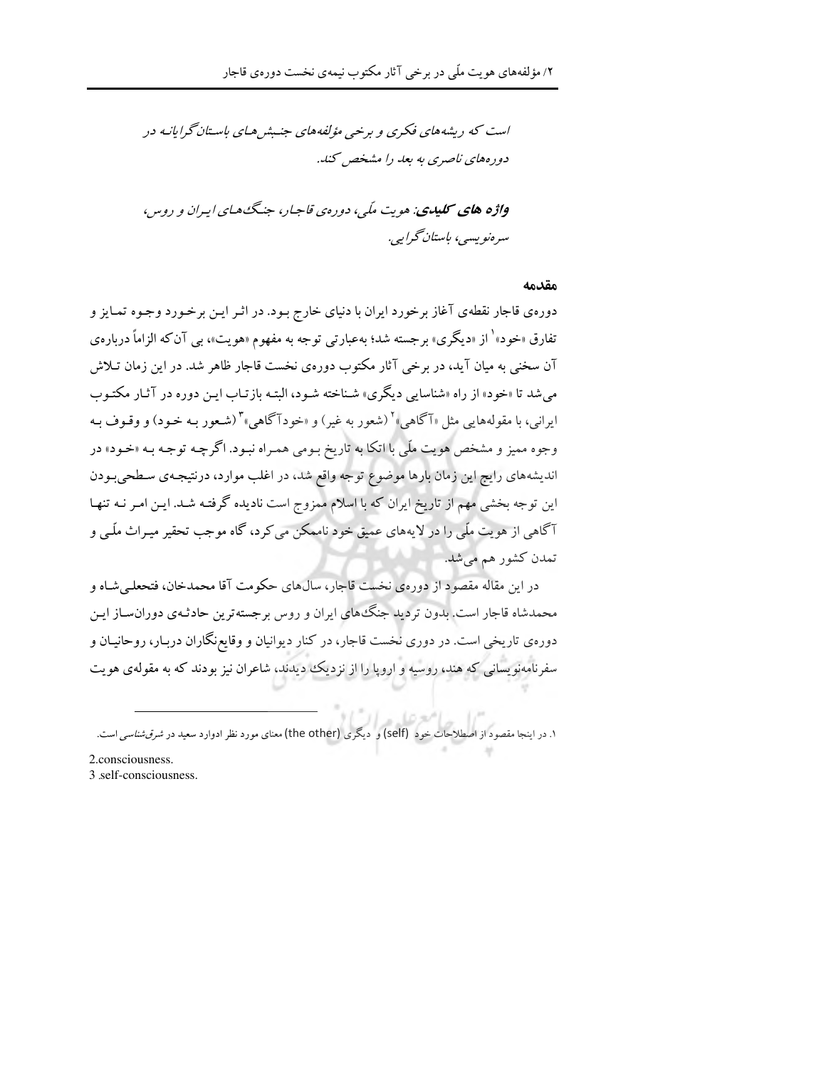*است که ریشه‌های فکری و برخی مؤلفه‌های جنبش‌های باستان‌گرایانه در دوره‌های ناصری به بعد را مشخص کند.*

***واژه های کلیدی:*** *هویت ملّی، دوره‌ی قاجار، جنگ‌های ایران و روس، سره‌نویسی، باستان‌گرایی.*

## مقدمه

دوره‌ی قاجار نقطه‌ی آغاز برخورد ایران با دنیای خارج بود. در اثر این برخورد وجوه تمایز و تفارق «خود»[1] از «دیگری» برجسته شد؛ به‌عبارتی توجه به مفهوم «هویت»، بی آن‌که الزاماً درباره‌ی آن سخنی به میان آید، در برخی آثار مکتوب دوره‌ی نخست قاجار ظاهر شد. در این زمان تلاش می‌شد تا «خود» از راه «شناسایی دیگری» شناخته شود، البته بازتاب این دوره در آثار مکتوب ایرانی، با مقوله‌هایی مثل «آگاهی»[2] (شعور به غیر) و «خودآگاهی»[3] (شعور به خود) و وقوف به وجوه ممیز و مشخص هویت ملّی با اتکا به تاریخ بومی همراه نبود. اگرچه توجه به «خود» در اندیشه‌های رایج این زمان بارها موضوع توجه واقع شد، در اغلب موارد، درنتیجه‌ی سطحی‌بودن این توجه بخشی مهم از تاریخ ایران که با اسلام ممزوج است نادیده گرفته شد. این امر نه تنها آگاهی از هویت ملّی را در لایه‌های عمیق خود ناممکن می‌کرد، گاه موجب تحقیر میراث ملّی و تمدن کشور هم می‌شد.

در این مقاله مقصود از دوره‌ی نخست قاجار، سال‌های حکومت آقا محمدخان، فتحعلی‌شاه و محمدشاه قاجار است. بدون تردید جنگ‌های ایران و روس برجسته‌ترین حادثه‌ی دوران‌ساز این دوره‌ی تاریخی است. در دوری نخست قاجار، در کنار دیوانیان و وقایع‌نگاران دربار، روحانیان و سفرنامه‌نویسانی که هند، روسیه و اروپا را از نزدیک دیدند، شاعران نیز بودند که به مقوله‌ی هویت

---

۱. در اینجا مقصود از اصطلاحات خود (self) و دیگری (the other) معنای مورد نظر ادوارد سعید در *شرق‌شناسی* است.

2.consciousness.

3 .self-consciousness.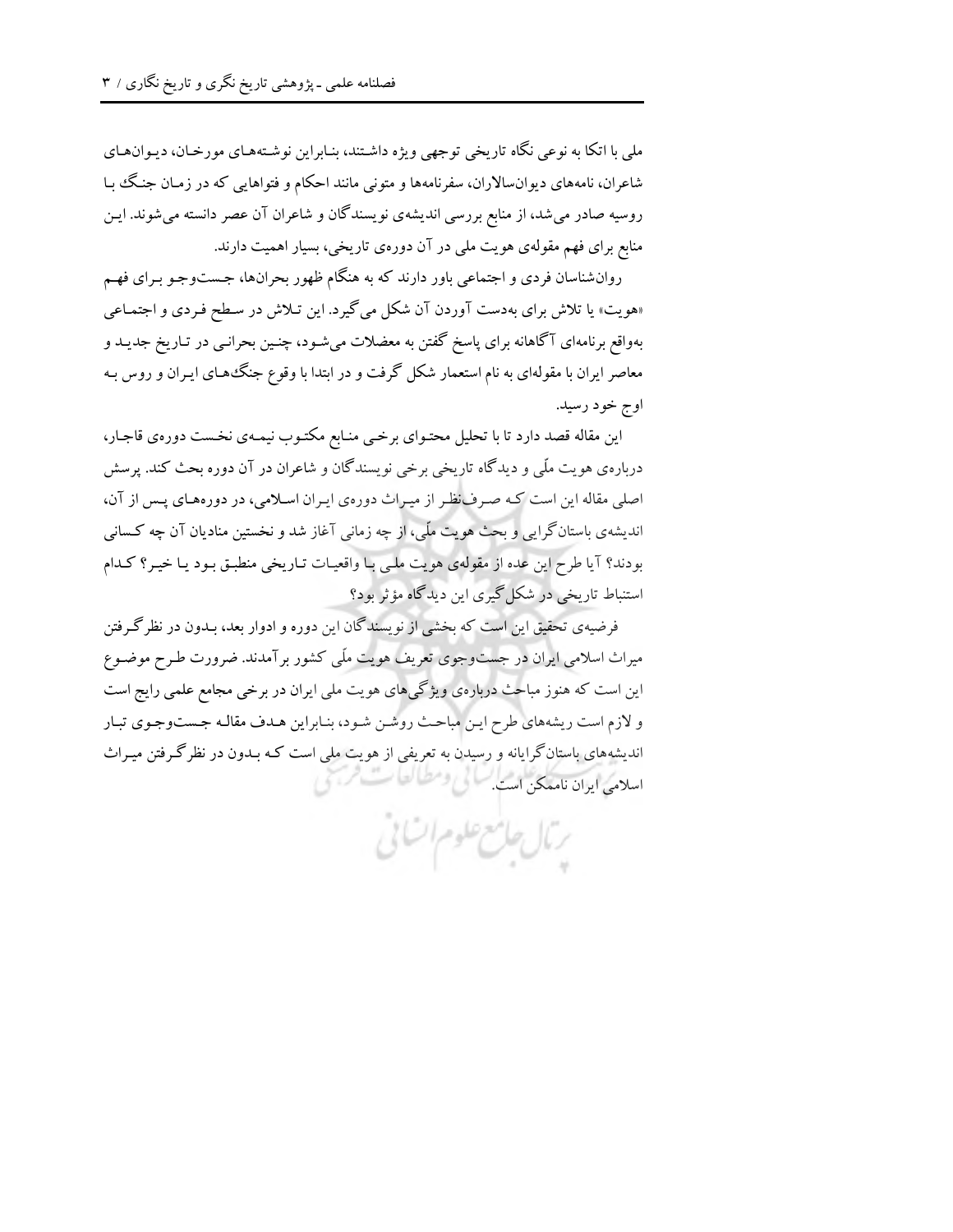ملی با اتکا به نوعی نگاه تاریخی توجهی ویژه داشتند، بنابراین نوشته‌های مورخان، دیوان‌های شاعران، نامه‌های دیوان‌سالاران، سفرنامه‌ها و متونی مانند احکام و فتواهایی که در زمان جنگ با روسیه صادر می‌شد، از منابع بررسی اندیشه‌ی نویسندگان و شاعران آن عصر دانسته می‌شوند. این منابع برای فهم مقوله‌ی هویت ملی در آن دوره‌ی تاریخی، بسیار اهمیت دارند.

روان‌شناسان فردی و اجتماعی باور دارند که به هنگام ظهور بحران‌ها، جست‌وجو برای فهم «هویت» یا تلاش برای به‌دست آوردن آن شکل می‌گیرد. این تلاش در سطح فردی و اجتماعی به‌واقع برنامه‌ای آگاهانه برای پاسخ گفتن به معضلات می‌شود، چنین بحرانی در تاریخ جدید و معاصر ایران با مقوله‌ای به نام استعمار شکل گرفت و در ابتدا با وقوع جنگ‌های ایران و روس به اوج خود رسید.

این مقاله قصد دارد تا با تحلیل محتوای برخی منابع مکتوب نیمه‌ی نخست دوره‌ی قاجار، درباره‌ی هویت ملّی و دیدگاه تاریخی برخی نویسندگان و شاعران در آن دوره بحث کند. پرسش اصلی مقاله این است که صرف‌نظر از میراث دوره‌ی ایران اسلامی، در دوره‌های پس از آن، اندیشه‌ی باستان‌گرایی و بحث هویت ملّی، از چه زمانی آغاز شد و نخستین منادیان آن چه کسانی بودند؟ آیا طرح این عده از مقوله‌ی هویت ملی با واقعیات تاریخی منطبق بود یا خیر؟ کدام استنباط تاریخی در شکل‌گیری این دیدگاه مؤثر بود؟

فرضیه‌ی تحقیق این است که بخشی از نویسندگان این دوره و ادوار بعد، بدون در نظرگرفتن میراث اسلامی ایران در جست‌وجوی تعریف هویت ملّی کشور برآمدند. ضرورت طرح موضوع این است که هنوز مباحث درباره‌ی ویژگی‌های هویت ملی ایران در برخی مجامع علمی رایج است و لازم است ریشه‌های طرح این مباحث روشن شود، بنابراین هدف مقاله جست‌وجوی تبار اندیشه‌های باستان‌گرایانه و رسیدن به تعریفی از هویت ملی است که بدون در نظرگرفتن میراث اسلامی ایران ناممکن است.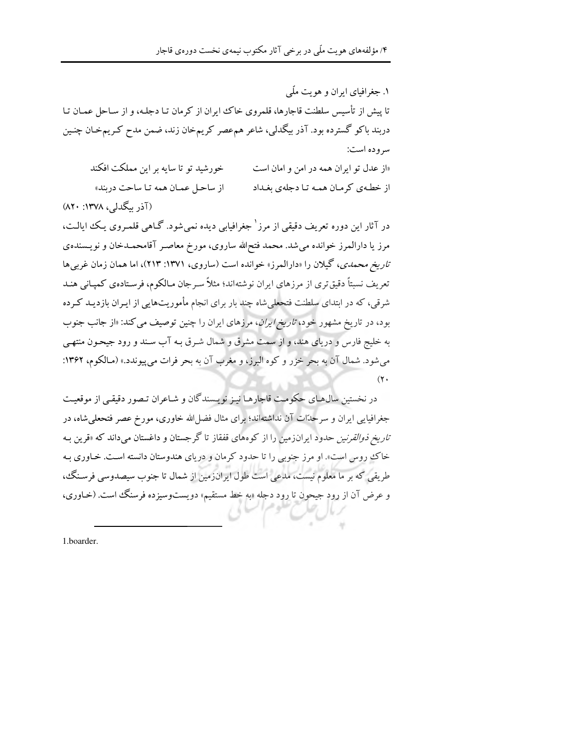### ۱. جغرافیای ایران و هویت ملّی

تا پیش از تأسیس سلطنت قاجارها، قلمروی خاک ایران از کرمان تا دجله، و از ساحل عمان تا دربند باکو گسترده بود. آذر بیگدلی، شاعر هم‌عصر کریم‌خان زند، ضمن مدح کریم‌خان چنین سروده است:

«از عدل تو ایران همه در امن و امان است — خورشید تو تا سایه بر این مملکت افکند

از خطه‌ی کرمان همه تا دجله‌ی بغداد — از ساحل عمان همه تا ساحت دربند»

(آذر بیگدلی، ۱۳۷۸: ۸۲۰)

در آثار این دوره تعریف دقیقی از مرز[1] جغرافیایی دیده نمی‌شود. گاهی قلمروی یک ایالت، مرز یا دارالمرز خوانده می‌شد. محمد فتح‌الله ساروی، مورخ معاصر آقامحمدخان و نویسنده‌ی *تاریخ محمدی*، گیلان را «دارالمرز» خوانده است (ساروی، ۱۳۷۱: ۲۱۳)، اما همان زمان غربی‌ها تعریف نسبتاً دقیق‌تری از مرزهای ایران نوشته‌اند؛ مثلاً سرجان مالکوم، فرستاده‌ی کمپانی هند شرقی، که در ابتدای سلطنت فتحعلی‌شاه چند بار برای انجام مأموریت‌هایی از ایران بازدید کرده بود، در تاریخ مشهور خود، *تاریخ ایران*، مرزهای ایران را چنین توصیف می‌کند: «از جانب جنوب به خلیج فارس و دریای هند، و از سمت مشرق و شمال شرق بـه آب سند و رود جیحون منتهی می‌شود. شمال آن به بحر خزر و کوه البرز، و مغرب آن به بحر فرات می‌پیوندد.» (مالکوم، ۱۳۶۲: ۲۰)

در نخستین سال‌های حکومت قاجارها نیز نویسندگان و شاعران تصور دقیقی از موقعیت جغرافیایی ایران و سرحدّات آن نداشته‌اند؛ برای مثال فضل‌الله خاوری، مورخ عصر فتحعلی‌شاه، در *تاریخ ذوالقرنین* حدود ایران‌زمین را از کوه‌های قفقاز تا گرجستان و داغستان می‌داند که «قرین بـه خاک روس است». او مرز جنوبی را تا حدود کرمان و دریای هندوستان دانسته است. خاوری بـه طریقی که بر ما معلوم نیست، مدعی است طول ایران‌زمین از شمال تا جنوب سیصدوسی فرسنگ، و عرض آن از رود جیحون تا رود دجله «به خط مستقیم» دویست‌وسیزده فرسنگ است. (خاوری،

---

1.boarder.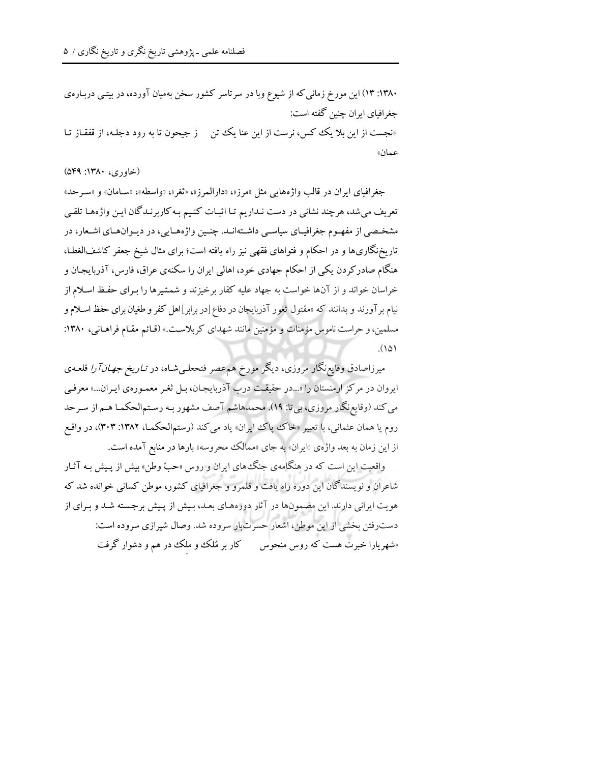۱۳۸۰: ۱۳) این مورخ زمانی‌که از شیوع وبا در سرتاسر کشور سخن به‌میان آورده، در بیتی درباره‌ی جغرافیای ایران چنین گفته است:

«نجست از این بلا یک کس، نرست از این عنا یک تن ز جیحون تا به رود دجله، از قفقاز تا عمان»

(خاوری، ۱۳۸۰: ۵۴۹)

جغرافیای ایران در قالب واژه‌هایی مثل «مرز»، «دارالمرز»، «ثغر»، «واسطه»، «سامان» و «سرحد» تعریف می‌شد، هرچند نشانی در دست نداریم تا اثبات کنیم به‌کاربرندگان این واژه‌ها تلقی مشخصی از مفهوم جغرافیای سیاسی داشته‌اند. چنین واژه‌هایی، در دیوان‌های اشعار، در تاریخ‌نگاری‌ها و در احکام و فتواهای فقهی نیز راه یافته است؛ برای مثال شیخ جعفر کاشف‌الغطا، هنگام صادرکردن یکی از احکام جهادی خود، اهالی ایران را سکنه‌ی عراق، فارس، آذربایجان و خراسان خواند و از آن‌ها خواست به جهاد علیه کفار برخیزند و شمشیرها را برای حفظ اسلام از نیام برآورند و بدانند که «مقتول ثغور آذربایجان در دفاع [در برابر] اهل کفر و طغیان برای حفظ اسلام و مسلمین، و حراست ناموس مؤمنات و مؤمنین مانند شهدای کربلاست.» (قائم مقام فراهانی، ۱۳۸۰: ۱۵۱).

میرزاصادق وقایع‌نگار مروزی، دیگر مورخ هم‌عصر فتحعلی‌شاه، در *تاریخ جهان‌آرا* قلعه‌ی ایروان در مرکز ارمنستان را «...در حقیقت درب آذربایجان، بل ثغر معموره‌ی ایران...» معرفی می‌کند (وقایع‌نگار مروزی، بی‌تا: ۱۹). محمدهاشم آصف مشهور به رستم‌الحکما هم از سرحد روم یا همان عثمانی، با تعبیر «خاک پاک ایران» یاد می‌کند (رستم‌الحکما، ۱۳۸۲: ۳۰۳)، در واقع از این زمان به بعد واژه‌ی «ایران» به جای «ممالک محروسه» بارها در منابع آمده است.

واقعیت این است که در هنگامه‌ی جنگ‌های ایران و روس «حبّ وطن» بیش از پیش به آثار شاعران و نویسندگان این دوره راه یافت و قلمرو و جغرافیای کشور، موطن کسانی خوانده شد که هویت ایرانی دارند. این مضمون‌ها در آثار دوره‌های بعد، بیش از پیش برجسته شد و برای از دست‌رفتن بخشی از این موطن، اشعار حسرت‌بار سروده شد. وصال شیرازی سروده است:

«شهریارا خبرت هست که روس منحوس کار بر مُلک و ملِک در هم و دشوار گرفت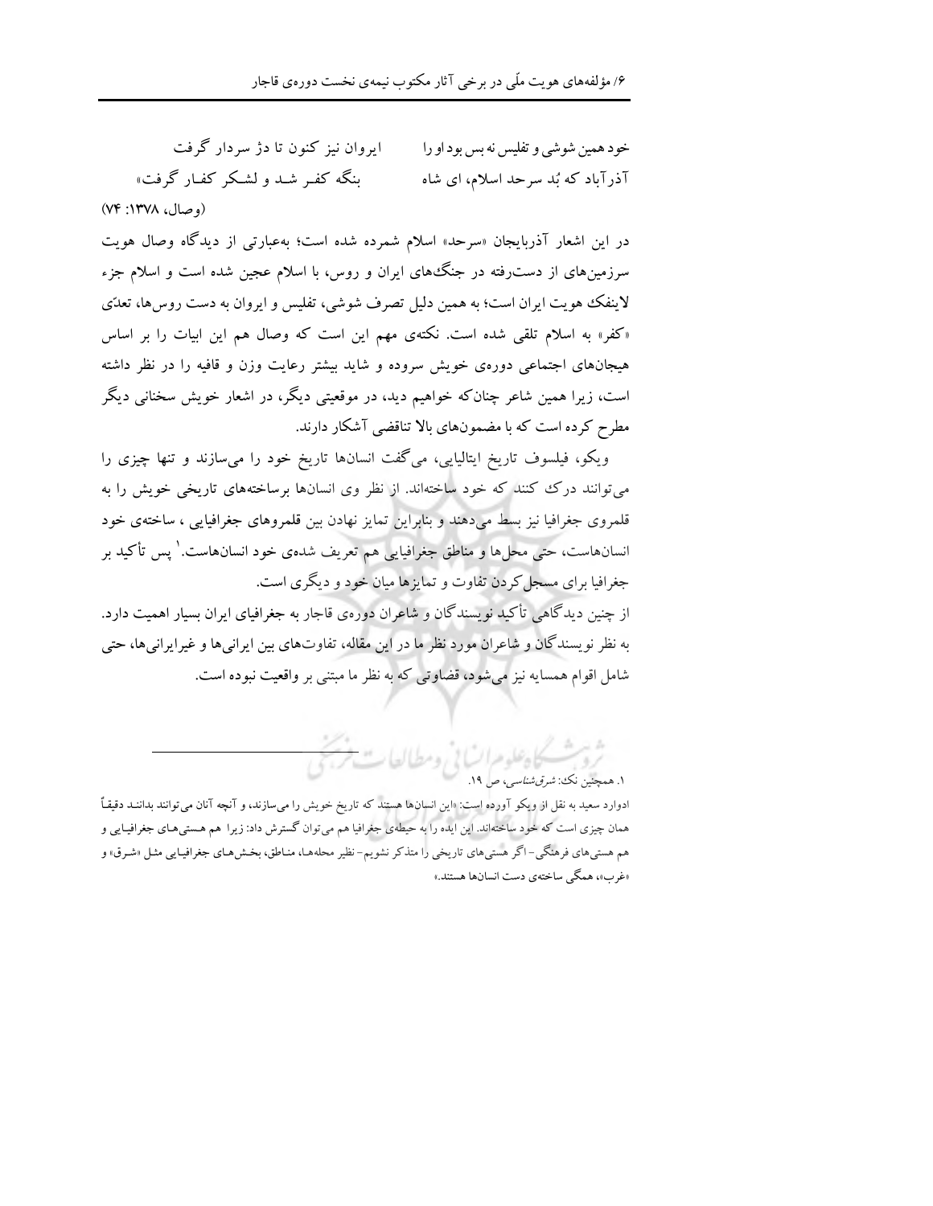خود همین شوشی و تفلیس نه بس بود او را　　　ایروان نیز کنون تا دژ سردار گرفت

آذرآباد که بُد سرحد اسلام، ای شاه　　　بنگه کفـر شـد و لشـکر کفـار گرفت»

(وصال، ۱۳۷۸: ۷۴)

در این اشعار آذربایجان «سرحد» اسلام شمرده شده است؛ به‌عبارتی از دیدگاه وصال هویت سرزمین‌های از دست‌رفته در جنگ‌های ایران و روس، با اسلام عجین شده است و اسلام جزء لاینفک هویت ایران است؛ به همین دلیل تصرف شوشی، تفلیس و ایروان به دست روس‌ها، تعدّی «کفر» به اسلام تلقی شده است. نکته‌ی مهم این است که وصال هم این ابیات را بر اساس هیجان‌های اجتماعی دوره‌ی خویش سروده و شاید بیشتر رعایت وزن و قافیه را در نظر داشته است، زیرا همین شاعر چنان‌که خواهیم دید، در موقعیتی دیگر، در اشعار خویش سخنانی دیگر مطرح کرده است که با مضمون‌های بالا تناقضی آشکار دارند.

ویکو، فیلسوف تاریخ ایتالیایی، می‌گفت انسان‌ها تاریخ خود را می‌سازند و تنها چیزی را می‌توانند درک کنند که خود ساخته‌اند. از نظر وی انسان‌ها برساخته‌های تاریخی خویش را به قلمروی جغرافیا نیز بسط می‌دهند و بنابراین تمایز نهادن بین قلمروهای جغرافیایی ، ساخته‌ی خود انسان‌هاست، حتی محل‌ها و مناطق جغرافیایی هم تعریف شده‌ی خود انسان‌هاست.[1] پس تأکید بر جغرافیا برای مسجل‌کردن تفاوت و تمایزها میان خود و دیگری است.

از چنین دیدگاهی تأکید نویسندگان و شاعران دوره‌ی قاجار به جغرافیای ایران بسیار اهمیت دارد. به نظر نویسندگان و شاعران مورد نظر ما در این مقاله، تفاوت‌های بین ایرانی‌ها و غیرایرانی‌ها، حتی شامل اقوام همسایه نیز می‌شود، قضاوتی که به نظر ما مبتنی بر واقعیت نبوده است.

---

۱. همچنین نک: *شرق‌شناسی*، ص ۱۹.

ادوارد سعید به نقل از ویکو آورده است: «این انسان‌ها هستند که تاریخ خویش را می‌سازند، و آنچه آنان می‌توانند بداننـد دقیقاً همان چیزی است که خود ساخته‌اند. این ایده را به حیطه‌ی جغرافیا هم می‌توان گسترش داد: زیرا هم هسـتی‌هـای جغرافیـایی و هم هستی‌های فرهنگی- اگر هستی‌های تاریخی را متذکر نشویم- نظیر محله‌هـا، منـاطق، بخـش‌هـای جغرافیـایی مثـل «شـرق» و «غرب»، همگی ساخته‌ی دست انسان‌ها هستند.»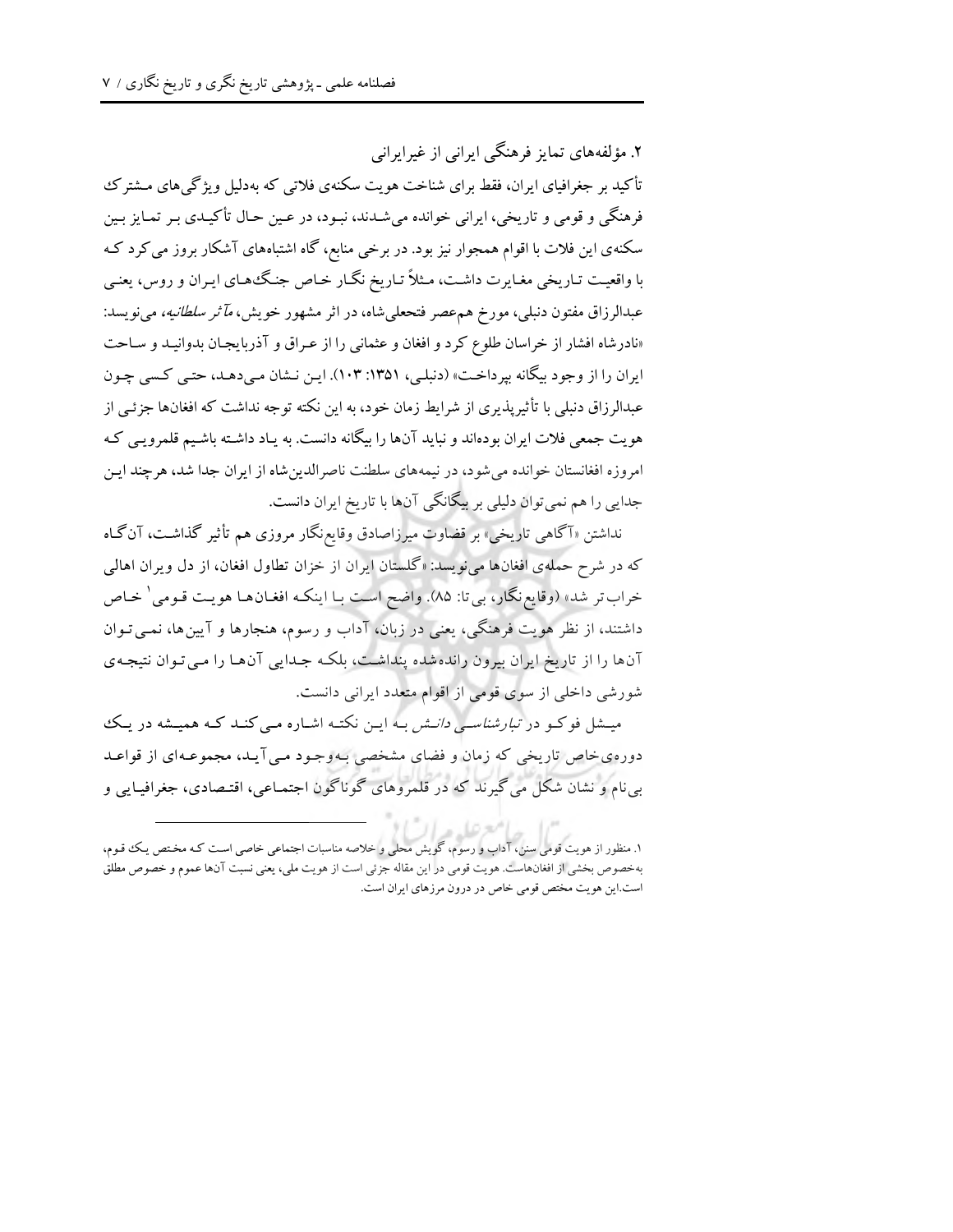### ۲. مؤلفه‌های تمایز فرهنگی ایرانی از غیرایرانی

تأکید بر جغرافیای ایران، فقط برای شناخت هویت سکنه‌ی فلاتی که به‌دلیل ویژگی‌های مشترک فرهنگی و قومی و تاریخی، ایرانی خوانده می‌شدند، نبود، در عین حال تأکیدی بر تمایز بین سکنه‌ی این فلات با اقوام همجوار نیز بود. در برخی منابع، گاه اشتباه‌های آشکار بروز می‌کرد که با واقعیت تاریخی مغایرت داشت، مثلاً تاریخ نگار خاص جنگ‌های ایران و روس، یعنی عبدالرزاق مفتون دنبلی، مورخ هم‌عصر فتحعلی‌شاه، در اثر مشهور خویش، *مآثر سلطانیه*، می‌نویسد: «نادرشاه افشار از خراسان طلوع کرد و افغان و عثمانی را از عراق و آذربایجان بدوانید و ساحت ایران را از وجود بیگانه بپرداخت» (دنبلی، ۱۳۵۱: ۱۰۳). این نشان می‌دهد، حتی کسی چون عبدالرزاق دنبلی با تأثیرپذیری از شرایط زمان خود، به این نکته توجه نداشت که افغان‌ها جزئی از هویت جمعی فلات ایران بوده‌اند و نباید آن‌ها را بیگانه دانست. به یاد داشته باشیم قلمرویی که امروزه افغانستان خوانده می‌شود، در نیمه‌های سلطنت ناصرالدین‌شاه از ایران جدا شد، هرچند این جدایی را هم نمی‌توان دلیلی بر بیگانگی آن‌ها با تاریخ ایران دانست.

نداشتن «آگاهی تاریخی» بر قضاوت میرزاصادق وقایع‌نگار مروزی هم تأثیر گذاشت، آن‌گاه که در شرح حمله‌ی افغان‌ها می‌نویسد: «گلستان ایران از خزان تطاول افغان، از دل ویران اهالی خراب‌تر شد» (وقایع‌نگار، بی‌تا: ۸۵). واضح است با اینکه افغان‌ها هویت قومی[1] خاص داشتند، از نظر هویت فرهنگی، یعنی در زبان، آداب و رسوم، هنجارها و آیین‌ها، نمی‌توان آن‌ها را از تاریخ ایران بیرون رانده‌شده پنداشت، بلکه جدایی آن‌ها را می‌توان نتیجه‌ی شورشی داخلی از سوی قومی از اقوام متعدد ایرانی دانست.

میشل فوکو در *تبارشناسی دانش* به این نکته اشاره می‌کند که همیشه در یک دوره‌ی خاص تاریخی که زمان و فضای مشخصی به‌وجود می‌آید، مجموعه‌ای از قواعد بی‌نام و نشان شکل می‌گیرند که در قلمروهای گوناگون اجتماعی، اقتصادی، جغرافیایی و

---

۱. منظور از هویت قومی سنن، آداب و رسوم، گویش محلی و خلاصه مناسبات اجتماعی خاصی است که مختص یک قوم، به‌خصوص بخشی از افغان‌هاست. هویت قومی در این مقاله جزئی است از هویت ملی، یعنی نسبت آن‌ها عموم و خصوص مطلق است.این هویت مختص قومی خاص در درون مرزهای ایران است.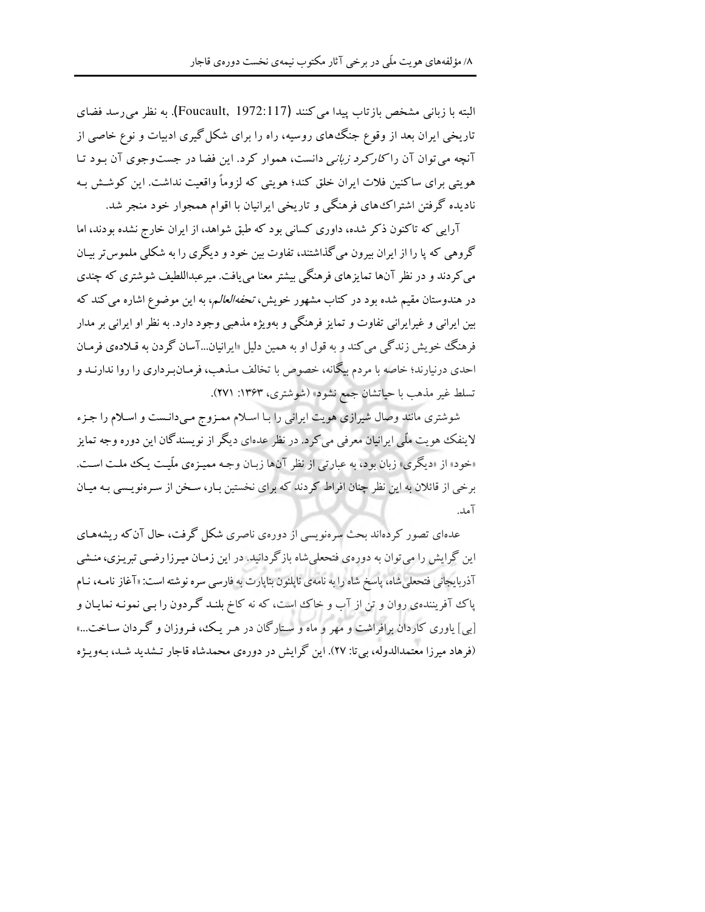البته با زبانی مشخص بازتاب پیدا می‌کنند (Foucault, 1972:117). به نظر می‌رسد فضای تاریخی ایران بعد از وقوع جنگ‌های روسیه، راه را برای شکل‌گیری ادبیات و نوع خاصی از آنچه می‌توان آن را *کارکرد زبانی* دانست، هموار کرد. این فضا در جست‌وجوی آن بود تا هویتی برای ساکنین فلات ایران خلق کند؛ هویتی که لزوماً واقعیت نداشت. این کوشش به نادیده گرفتن اشتراک‌های فرهنگی و تاریخی ایرانیان با اقوام همجوار خود منجر شد.

آرایی که تاکنون ذکر شده، داوری کسانی بود که طبق شواهد، از ایران خارج نشده بودند، اما گروهی که پا را از ایران بیرون می‌گذاشتند، تفاوت بین خود و دیگری را به شکلی ملموس‌تر بیان می‌کردند و در نظر آن‌ها تمایزهای فرهنگی بیشتر معنا می‌یافت. میرعبداللطیف شوشتری که چندی در هندوستان مقیم شده بود در کتاب مشهور خویش، *تحفه‌العالم*، به این موضوع اشاره می‌کند که بین ایرانی و غیرایرانی تفاوت و تمایز فرهنگی و به‌ویژه مذهبی وجود دارد. به نظر او ایرانی بر مدار فرهنگ خویش زندگی می‌کند و به قول او به همین دلیل «ایرانیان...آسان گردن به قلاده‌ی فرمان احدی درنیارند؛ خاصه با مردم بیگانه، خصوص با تخالف مذهب، فرمان‌برداری را روا ندارند و تسلط غیر مذهب با حیاتشان جمع نشود» (شوشتری، ۱۳۶۳: ۲۷۱).

شوشتری مانند وصال شیرازی هویت ایرانی را با اسلام ممزوج می‌دانست و اسلام را جزء لاینفک هویت ملّی ایرانیان معرفی می‌کرد. در نظر عده‌ای دیگر از نویسندگان این دوره وجه تمایز «خود» از «دیگری» زبان بود، به عبارتی از نظر آن‌ها زبان وجه ممیزه‌ی ملّیت یک ملت است. برخی از قائلان به این نظر چنان افراط کردند که برای نخستین بار، سخن از سره‌نویسی به میان آمد.

عده‌ای تصور کرده‌اند بحث سره‌نویسی از دوره‌ی ناصری شکل گرفت، حال آن‌که ریشه‌های این گرایش را می‌توان به دوره‌ی فتحعلی‌شاه بازگرداند. در این زمان میرزا رضی تبریزی، منشی آذربایجانی فتحعلی‌شاه، پاسخ شاه را به نامه‌ی ناپلئون بناپارت به فارسی سره نوشته است: «آغاز نامه، نام پاک آفریننده‌ی روان و تن از آب و خاک است، که نه کاخ بلند گردون را بی نمونه نمایان و [بی] یاوری کاردان برافراشت و مهر و ماه و ستارگان در هر یک، فروزان و گردان ساخت...» (فرهاد میرزا معتمدالدوله، بی‌تا: ۲۷). این گرایش در دوره‌ی محمدشاه قاجار تشدید شد، به‌ویژه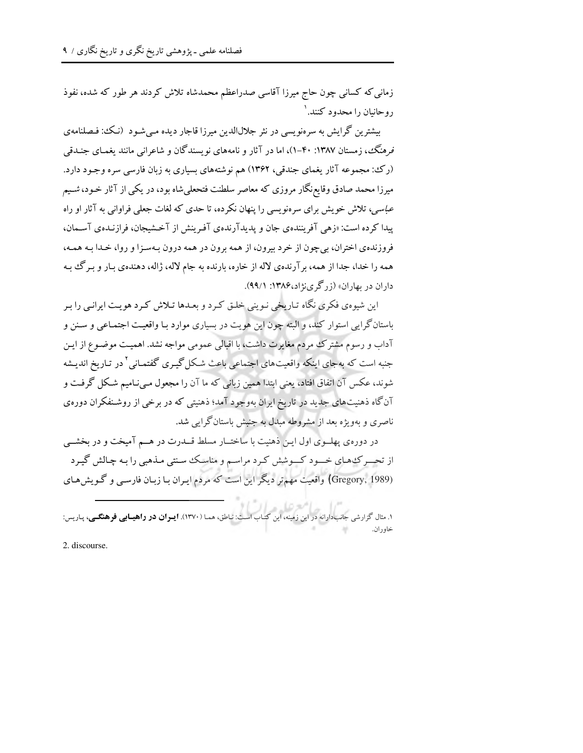زمانی که کسانی چون حاج میرزا آقاسی صدراعظم محمدشاه تلاش کردند هر طور که شده، نفوذ روحانیان را محدود کنند.[1]

بیشترین گرایش به سره‌نویسی در نثر جلال‌الدین میرزا قاجار دیده می‌شود (نک: فصلنامه‌ی *فرهنگ*، زمستان ۱۳۸۷: ۴۰-۱)، اما در آثار و نامه‌های نویسندگان و شاعرانی مانند یغمای جندقی (رک: مجموعه آثار یغمای جندقی، ۱۳۶۲) هم نوشته‌های بسیاری به زبان فارسی سره وجود دارد. میرزا محمد صادق وقایع‌نگار مروزی که معاصر سلطنت فتحعلی‌شاه بود، در یکی از آثار خود، *شیم عباسی*، تلاش خویش برای سره‌نویسی را پنهان نکرده، تا حدی که لغات جعلی فراوانی به آثار او راه پیدا کرده است: «زهی آفریننده‌ی جان و پدیدآورنده‌ی آفرینش از آخشیجان، فرازنده‌ی آسمان، فروزنده‌ی اختران، بی‌چون از خرد بیرون، از همه برون در همه درون به‌سزا و روا، خدا به همه، همه را خدا، جدا از همه، برآرنده‌ی لاله از خاره، بارنده به جام لاله، ژاله، دهنده‌ی بار و برگ به داران در بهاران» (زرگری‌نژاد،۱۳۸۶: ۹۹/۱).

این شیوه‌ی فکری نگاه تاریخی نوینی خلق کرد و بعدها تلاش کرد هویت ایرانی را بر باستان‌گرایی استوار کند، و البته چون این هویت در بسیاری موارد با واقعیت اجتماعی و سنن و آداب و رسوم مشترک مردم مغایرت داشت، با اقبالی عمومی مواجه نشد. اهمیت موضوع از این جنبه است که به‌جای اینکه واقعیت‌های اجتماعی باعث شکل‌گیری گفتمانی[2] در تاریخ اندیشه شوند، عکس آن اتفاق افتاد، یعنی ابتدا همین زبانی که ما آن را مجعول می‌نامیم شکل گرفت و آن‌گاه ذهنیت‌های جدید در تاریخ ایران به‌وجود آمد؛ ذهنیتی که در برخی از روشنفکران دوره‌ی ناصری و به‌ویژه بعد از مشروطه مبدل به جنبش باستان‌گرایی شد.

در دوره‌ی پهلوی اول این ذهنیت با ساختار مسلط قدرت در هم آمیخت و در بخشی از تحرک‌های خود کوشش کرد مراسم و مناسک سنتی مذهبی را به چالش گیرد (Gregory, 1989) واقعیت مهم‌تر دیگر این است که مردم ایران با زبان فارسی و گویش‌های

---

۱. مثال گزارشی جانبدارانه در این زمینه، این کتاب است: ناطق، هما (۱۳۷۰). **ایران در راهیابی فرهنگی**، پاریس: خاوران.

2. discourse.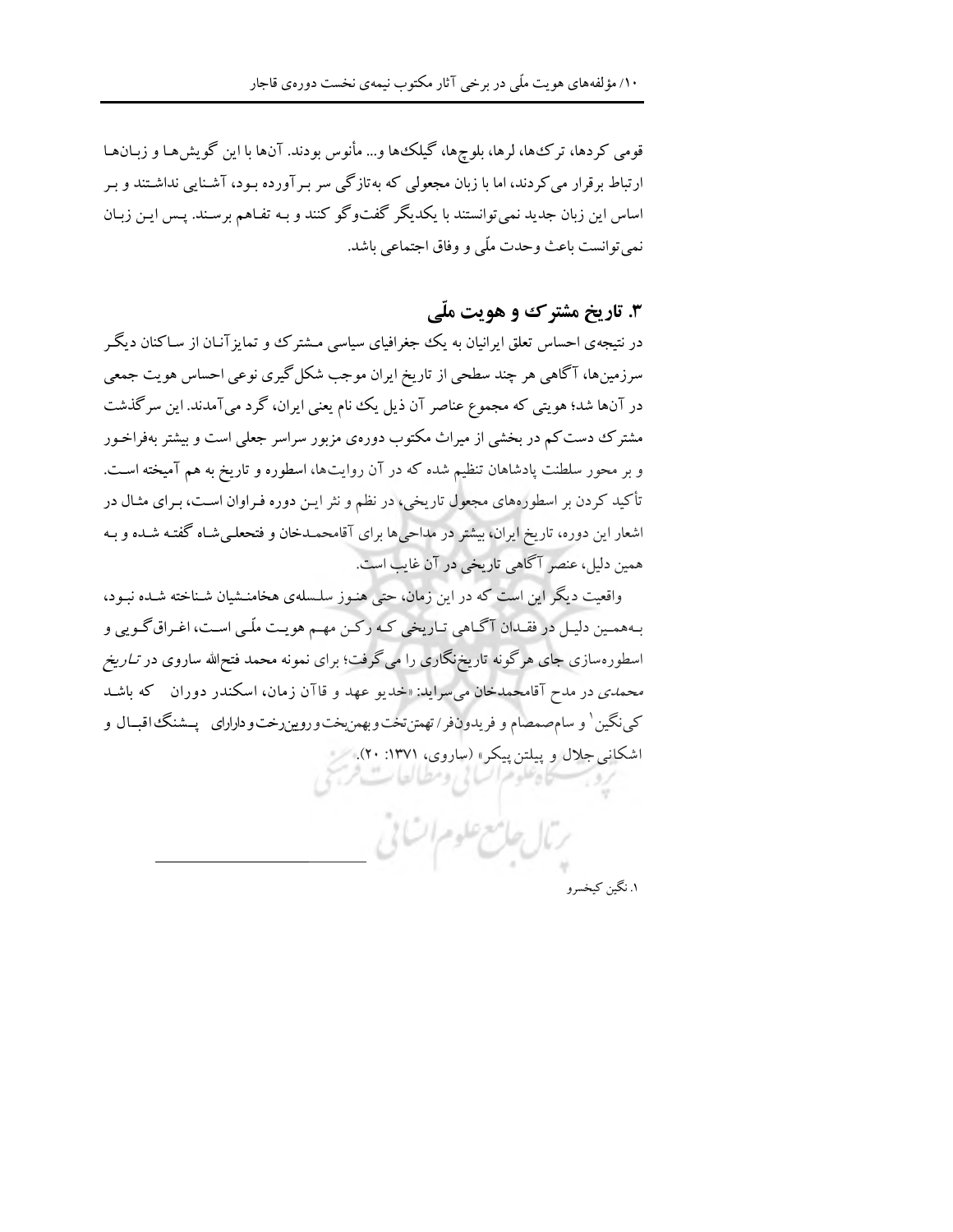قومی کردها، ترک‌ها، لرها، بلوچ‌ها، گیلک‌ها و... مأنوس بودند. آن‌ها با این گویش‌ها و زبان‌ها ارتباط برقرار می‌کردند، اما با زبان مجعولی که به‌تازگی سر برآورده بود، آشنایی نداشتند و بر اساس این زبان جدید نمی‌توانستند با یکدیگر گفت‌وگو کنند و به تفاهم برسند. پس این زبان نمی‌توانست باعث وحدت ملّی و وفاق اجتماعی باشد.

## ۳. تاریخ مشترک و هویت ملّی

در نتیجه‌ی احساس تعلق ایرانیان به یک جغرافیای سیاسی مشترک و تمایزآنان از ساکنان دیگر سرزمین‌ها، آگاهی هر چند سطحی از تاریخ ایران موجب شکل‌گیری نوعی احساس هویت جمعی در آن‌ها شد؛ هویتی که مجموع عناصر آن ذیل یک نام یعنی ایران، گرد می‌آمدند. این سرگذشت مشترک دست‌کم در بخشی از میراث مکتوب دوره‌ی مزبور سراسر جعلی است و بیشتر به‌فراخور و بر محور سلطنت پادشاهان تنظیم شده که در آن روایت‌ها، اسطوره و تاریخ به هم آمیخته است. تأکید کردن بر اسطوره‌های مجعول تاریخی، در نظم و نثر این دوره فراوان است، برای مثال در اشعار این دوره، تاریخ ایران، بیشتر در مداحی‌ها برای آقامحمدخان و فتحعلی‌شاه گفته شده و به همین دلیل، عنصر آگاهی تاریخی در آن غایب است.

واقعیت دیگر این است که در این زمان، حتی هنوز سلسله‌ی هخامنشیان شناخته شده نبود، به‌همین دلیل در فقدان آگاهی تاریخی که رکن مهم هویت ملّی است، اغراق‌گویی و اسطوره‌سازی جای هرگونه تاریخ‌نگاری را می‌گرفت؛ برای نمونه محمد فتح‌الله ساروی در *تاریخ محمدی* در مدح آقامحمدخان می‌سراید: «خدیو عهد و قاآن زمان، اسکندر دوران که باشد کی‌نگین[1] و سام‌صمصام و فریدون‌فر/ تهمتن‌تخت و بهمن‌بخت و رویین‌رخت و دارای پشنگ‌اقبال و اشکانی جلال و پیلتن پیکر» (ساروی، ۱۳۷۱: ۲۰).

---

۱. نگین کیخسرو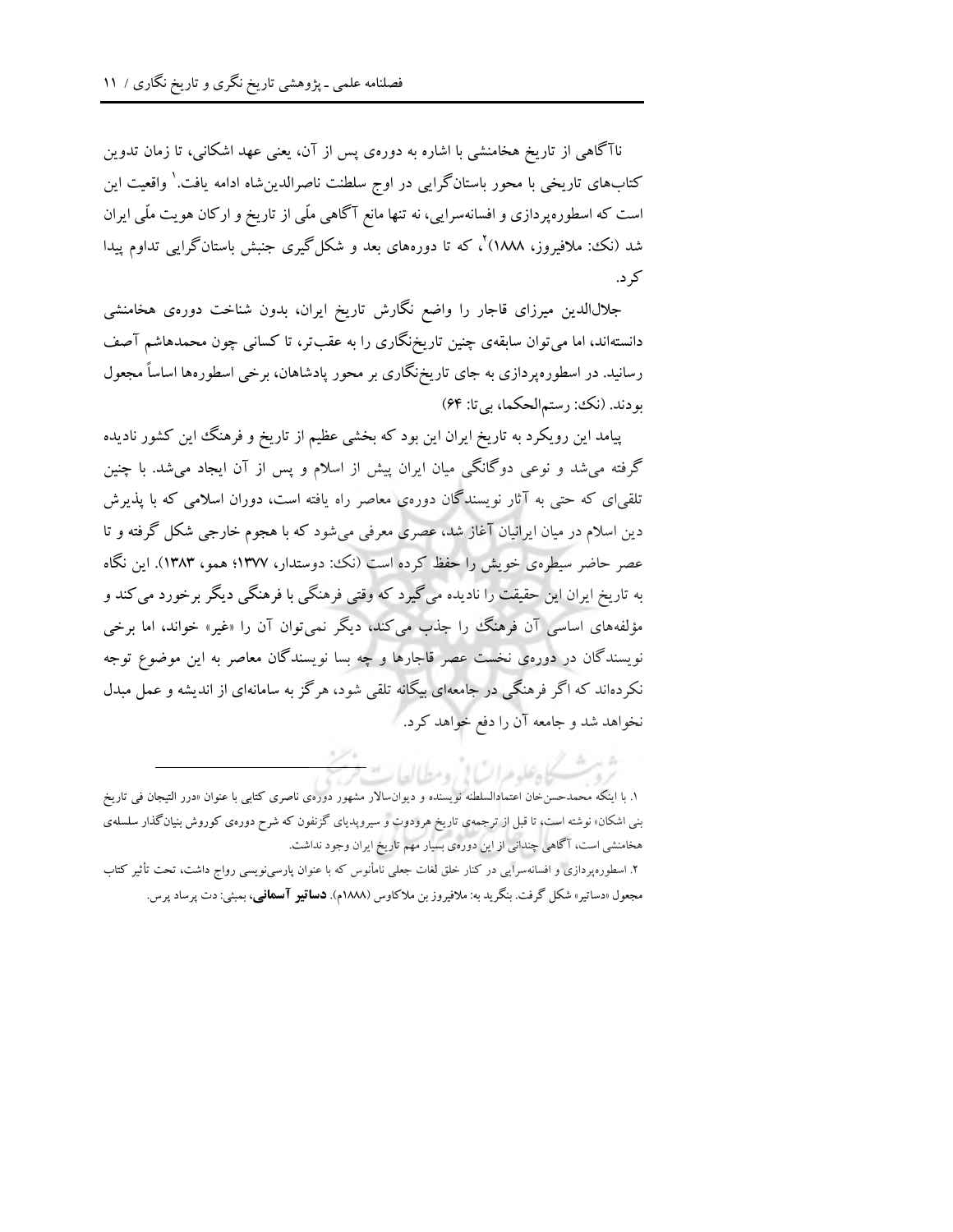ناآگاهی از تاریخ هخامنشی با اشاره به دوره‌ی پس از آن، یعنی عهد اشکانی، تا زمان تدوین کتاب‌های تاریخی با محور باستان‌گرایی در اوج سلطنت ناصرالدین‌شاه ادامه یافت.[1] واقعیت این است که اسطوره‌پردازی و افسانه‌سرایی، نه تنها مانع آگاهی ملّی از تاریخ و ارکان هویت ملّی ایران شد (نک: ملافیروز، ۱۸۸۸)[2]، که تا دوره‌های بعد و شکل‌گیری جنبش باستان‌گرایی تداوم پیدا کرد.

جلال‌الدین میرزای قاجار را واضع نگارش تاریخ ایران، بدون شناخت دوره‌ی هخامنشی دانسته‌اند، اما می‌توان سابقه‌ی چنین تاریخ‌نگاری را به عقب‌تر، تا کسانی چون محمدهاشم آصف رسانید. در اسطوره‌پردازی به جای تاریخ‌نگاری بر محور پادشاهان، برخی اسطوره‌ها اساساً مجعول بودند. (نک: رستم‌الحکما، بی‌تا: ۶۴)

پیامد این رویکرد به تاریخ ایران این بود که بخشی عظیم از تاریخ و فرهنگ این کشور نادیده گرفته می‌شد و نوعی دوگانگی میان ایران پیش از اسلام و پس از آن ایجاد می‌شد. با چنین تلقی‌ای که حتی به آثار نویسندگان دوره‌ی معاصر راه یافته است، دوران اسلامی که با پذیرش دین اسلام در میان ایرانیان آغاز شد، عصری معرفی می‌شود که با هجوم خارجی شکل گرفته و تا عصر حاضر سیطره‌ی خویش را حفظ کرده است (نک: دوستدار، ۱۳۷۷؛ همو، ۱۳۸۳). این نگاه به تاریخ ایران این حقیقت را نادیده می‌گیرد که وقتی فرهنگی با فرهنگی دیگر برخورد می‌کند و مؤلفه‌های اساسی آن فرهنگ را جذب می‌کند، دیگر نمی‌توان آن را «غیر» خواند، اما برخی نویسندگان در دوره‌ی نخست عصر قاجارها و چه بسا نویسندگان معاصر به این موضوع توجه نکرده‌اند که اگر فرهنگی در جامعه‌ای بیگانه تلقی شود، هرگز به سامانه‌ای از اندیشه و عمل مبدل نخواهد شد و جامعه آن را دفع خواهد کرد.

---

۱. با اینکه محمدحسن‌خان اعتمادالسلطنه نویسنده و دیوان‌سالار مشهور دوره‌ی ناصری کتابی با عنوان «درر التیجان فی تاریخ بنی اشکان» نوشته است، تا قبل از ترجمه‌ی تاریخ هرودوت و سیروپدیای گزنفون که شرح دوره‌ی کوروش بنیان‌گذار سلسله‌ی هخامنشی است، آگاهی چندانی از این دوره‌ی بسیار مهم تاریخ ایران وجود نداشت.

۲. اسطوره‌پردازی و افسانه‌سرایی در کنار خلق لغات جعلی نامأنوس که با عنوان پارسی‌نویسی رواج داشت، تحت تأثیر کتاب مجعول «دساتیر» شکل گرفت. بنگرید به: ملافیروز بن ملاکاوس (۱۸۸۸م). **دساتیر آسمانی**، بمبئی: دت پرساد پرس.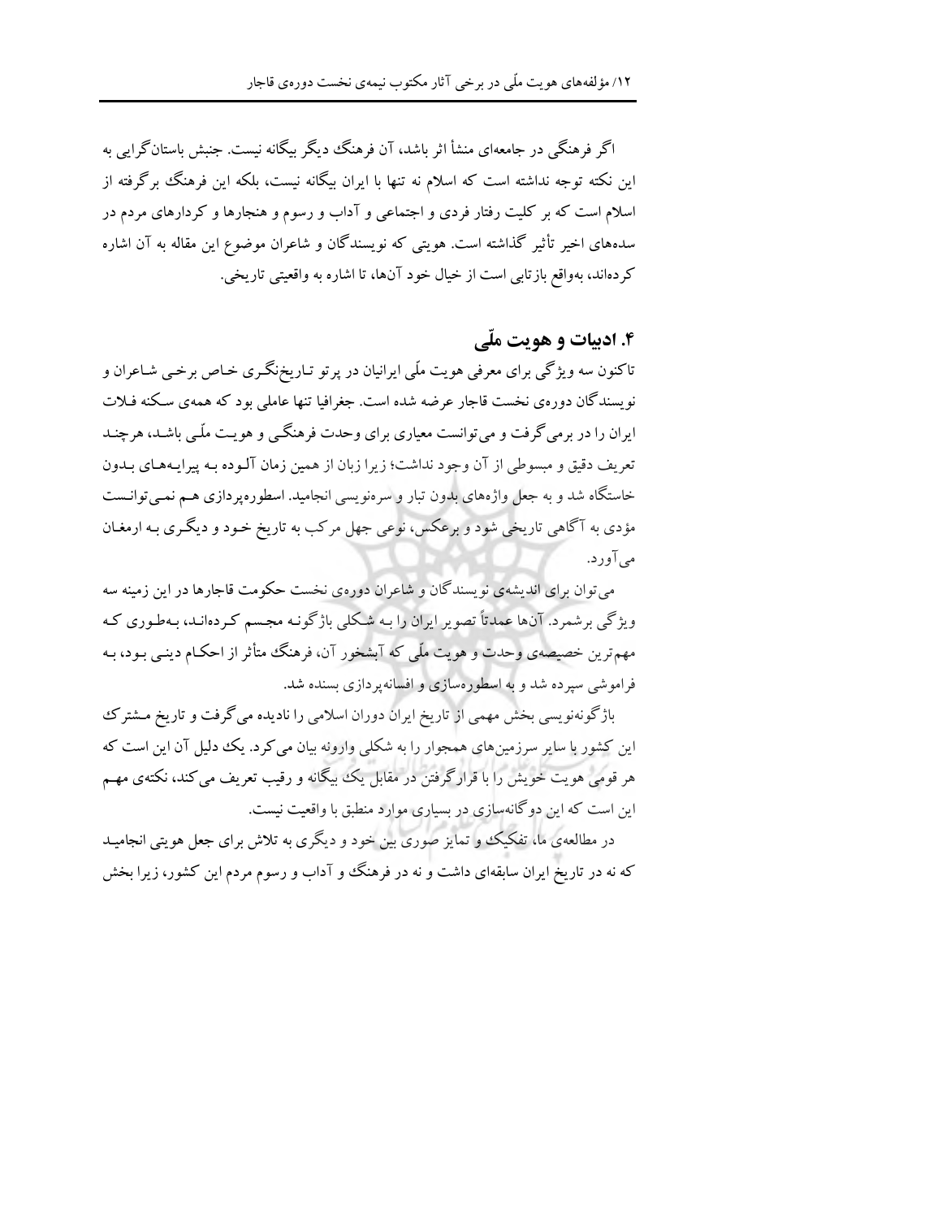اگر فرهنگی در جامعه‌ای منشأ اثر باشد، آن فرهنگ دیگر بیگانه نیست. جنبش باستان‌گرایی به این نکته توجه نداشته است که اسلام نه تنها با ایران بیگانه نیست، بلکه این فرهنگ برگرفته از اسلام است که بر کلیت رفتار فردی و اجتماعی و آداب و رسوم و هنجارها و کردارهای مردم در سده‌های اخیر تأثیر گذاشته است. هویتی که نویسندگان و شاعران موضوع این مقاله به آن اشاره کرده‌اند، به‌واقع بازتابی است از خیال خود آن‌ها، تا اشاره به واقعیتی تاریخی.

## ۴. ادبیات و هویت ملّی

تاکنون سه ویژگی برای معرفی هویت ملّی ایرانیان در پرتو تاریخ‌نگری خاص برخی شاعران و نویسندگان دوره‌ی نخست قاجار عرضه شده است. جغرافیا تنها عاملی بود که همه‌ی سکنه فلات ایران را در برمی‌گرفت و می‌توانست معیاری برای وحدت فرهنگی و هویت ملّی باشد، هرچند تعریف دقیق و مبسوطی از آن وجود نداشت؛ زیرا زبان از همین زمان آلوده به پیرایه‌های بدون خاستگاه شد و به جعل واژه‌های بدون تبار و سره‌نویسی انجامید. اسطوره‌پردازی هم نمی‌توانست مؤدی به آگاهی تاریخی شود و برعکس، نوعی جهل مرکب به تاریخ خود و دیگری به ارمغان می‌آورد.

می‌توان برای اندیشه‌ی نویسندگان و شاعران دوره‌ی نخست حکومت قاجارها در این زمینه سه ویژگی برشمرد. آن‌ها عمدتاً تصویر ایران را به شکلی باژگونه مجسم کرده‌اند، به‌طوری که مهم‌ترین خصیصه‌ی وحدت و هویت ملّی که آبشخور آن، فرهنگ متأثر از احکام دینی بود، به فراموشی سپرده شد و به اسطوره‌سازی و افسانه‌پردازی بسنده شد.

باژگونه‌نویسی بخش مهمی از تاریخ ایران دوران اسلامی را نادیده می‌گرفت و تاریخ مشترک این کشور با سایر سرزمین‌های همجوار را به شکلی وارونه بیان می‌کرد. یک دلیل آن این است که هر قومی هویت خویش را با قرارگرفتن در مقابل یک بیگانه و رقیب تعریف می‌کند، نکته‌ی مهم این است که این دوگانه‌سازی در بسیاری موارد منطبق با واقعیت نیست.

در مطالعه‌ی ما، تفکیک و تمایز صوری بین خود و دیگری به تلاش برای جعل هویتی انجامید که نه در تاریخ ایران سابقه‌ای داشت و نه در فرهنگ و آداب و رسوم مردم این کشور، زیرا بخش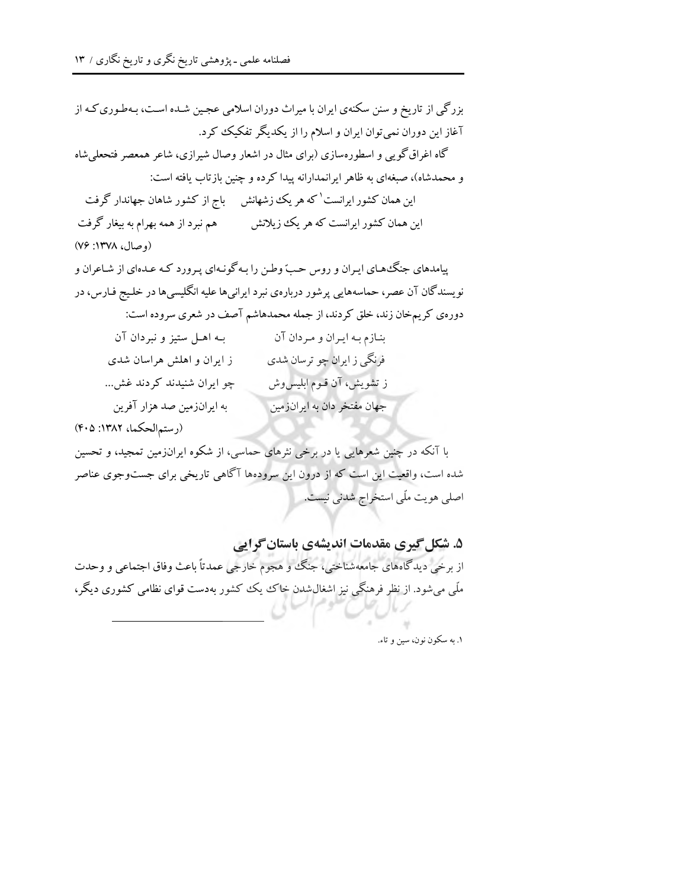بزرگی از تاریخ و سنن سکنه‌ی ایران با میراث دوران اسلامی عجین شده است، به‌طوری‌که از آغاز این دوران نمی‌توان ایران و اسلام را از یکدیگر تفکیک کرد.

گاه اغراق‌گویی و اسطوره‌سازی (برای مثال در اشعار وصال شیرازی، شاعر همعصر فتحعلی‌شاه و محمدشاه)، صبغه‌ای به ظاهر ایرانمدارانه پیدا کرده و چنین بازتاب یافته است:

این همان کشور ایرانست[1] که هر یک زشهانش       باج از کشور شاهان جهاندار گرفت

این همان کشور ایرانست که هر یک زیلانش       هم نبرد از همه بهرام به بیغار گرفت

(وصال، ۱۳۷۸: ۷۶)

پیامدهای جنگ‌های ایران و روس حبّ وطن را به‌گونه‌ای پرورد که عده‌ای از شاعران و نویسندگان آن عصر، حماسه‌هایی پرشور درباره‌ی نبرد ایرانی‌ها علیه انگلیسی‌ها در خلیج فارس، در دوره‌ی کریم‌خان زند، خلق کردند، از جمله محمدهاشم آصف در شعری سروده است:

بنازم به ایران و مردان آن       به اهل ستیز و نبردان آن

فرنگی ز ایران چو ترسان شدی       ز ایران و اهلش هراسان شدی

ز تشویش، آن قوم ابلیس‌وش       چو ایران شنیدند کردند غش...

جهان مفتخر دان به ایران‌زمین       به ایران‌زمین صد هزار آفرین

(رستم‌الحکما، ۱۳۸۲: ۴۰۵)

با آنکه در چنین شعرهایی یا در برخی نثرهای حماسی، از شکوه ایران‌زمین تمجید، و تحسین شده است، واقعیت این است که از درون این سروده‌ها آگاهی تاریخی برای جست‌وجوی عناصر اصلی هویت ملّی استخراج شدنی نیست.

## ۵. شکل‌گیری مقدمات اندیشه‌ی باستان‌گرایی

از برخی دیدگاه‌های جامعه‌شناختی، جنگ و هجوم خارجی عمدتاً باعث وفاق اجتماعی و وحدت ملّی می‌شود. از نظر فرهنگی نیز اشغال‌شدن خاک یک کشور به‌دست قوای نظامی کشوری دیگر،

---

۱. به سکون نون، سین و تاء.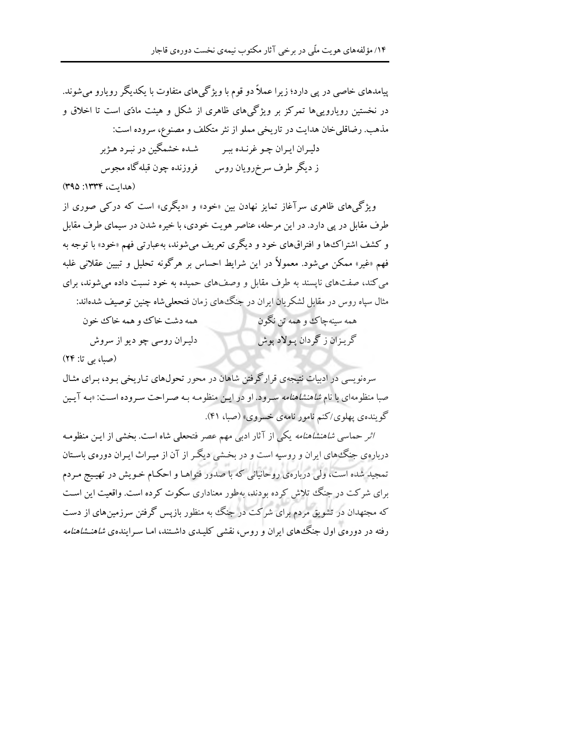پیامدهای خاصی در پی دارد؛ زیرا عملاً دو قوم با ویژگی‌های متفاوت با یکدیگر رویارو می‌شوند. در نخستین رویارویی‌ها تمرکز بر ویژگی‌های ظاهری از شکل و هیئت مادّی است تا اخلاق و مذهب. رضاقلی‌خان هدایت در تاریخی مملو از نثر متکلف و مصنوع، سروده است:

دلیـران ایـران چـو غرنـده ببـر &nbsp;&nbsp;&nbsp;&nbsp; شـده خشمگین در نبـرد هـژبر

ز دیگر طرف سرخ‌رویان روس &nbsp;&nbsp;&nbsp;&nbsp; فروزنده چون قبله‌گاه مجوس

(هدایت، ۱۳۳۴: ۳۹۵)

ویژگی‌های ظاهری سرآغاز تمایز نهادن بین «خود» و «دیگری» است که درکی صوری از طرف مقابل در پی دارد. در این مرحله، عناصر هویت خودی، با خیره شدن در سیمای طرف مقابل و کشف اشتراک‌ها و افتراق‌های خود و دیگری تعریف می‌شوند، به‌عبارتی فهم «خود» با توجه به فهم «غیر» ممکن می‌شود. معمولاً در این شرایط احساس بر هرگونه تحلیل و تبیین عقلانی غلبه می‌کند، صفت‌های ناپسند به طرف مقابل و وصف‌های حمیده به خود نسبت داده می‌شوند، برای مثال سپاه روس در مقابل لشکریان ایران در جنگ‌های زمان فتحعلی‌شاه چنین توصیف شده‌اند:

همه سینه‌چاک و همه تن نگون &nbsp;&nbsp;&nbsp;&nbsp; همه دشت خاک و همه خاک خون

گریـزان ز گردان پـولاد پوش &nbsp;&nbsp;&nbsp;&nbsp; دلیـران روسی چو دیو از سروش

(صبا، بی تا: ۲۴)

سره‌نویسی در ادبیات نتیجه‌ی قرارگرفتن شاهان در محور تحول‌های تـاریخی بـود، بـرای مثـال صبا منظومه‌ای با نام *شاهنشاهنامه* سـرود. او در ایـن منظومـه بـه صـراحت سـروده اسـت: «بـه آیـین گوینده‌ی پهلوی/کنم نامور نامه‌ی خسروی» (صبا، ۴۱).

*اثر* حماسی *شاهنشاهنامه* یکی از آثار ادبی مهم عصر فتحعلی شاه است. بخشی از ایـن منظومـه درباره‌ی جنگ‌های ایران و روسیه است و در بخـشی دیگـر از آن از میـراث ایـران دوره‌ی باسـتان تمجید شده است، ولی درباره‌ی روحانیانی که با صدور فتواهـا و احکـام خـویش در تهیـیج مـردم برای شرکت در جنگ تلاش کرده بودند، به‌طور معناداری سکوت کرده است. واقعیت این اسـت که مجتهدان در تشویق مردم برای شرکت در جنگ به منظور بازپس گرفتن سرزمین‌های از دست رفته در دوره‌ی اول جنگ‌های ایران و روس، نقشی کلیـدی داشـتند، امـا سـراینده‌ی *شاهنـشاهنامه*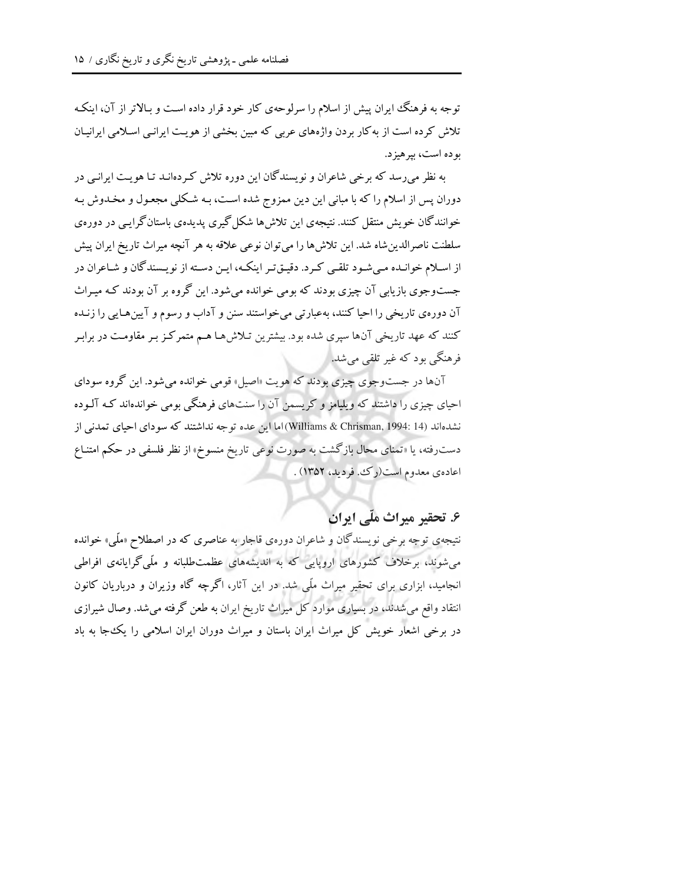توجه به فرهنگ ایران پیش از اسلام را سرلوحه‌ی کار خود قرار داده است و بالاتر از آن، اینکه تلاش کرده است از به‌کار بردن واژه‌های عربی که مبین بخشی از هویت ایرانی اسلامی ایرانیان بوده است، بپرهیزد.

به نظر می‌رسد که برخی شاعران و نویسندگان این دوره تلاش کرده‌اند تا هویت ایرانی در دوران پس از اسلام را که با مبانی این دین ممزوج شده است، به شکلی مجعول و مخدوش به خوانندگان خویش منتقل کنند. نتیجه‌ی این تلاش‌ها شکل‌گیری پدیده‌ی باستان‌گرایی در دوره‌ی سلطنت ناصرالدین‌شاه شد. این تلاش‌ها را می‌توان نوعی علاقه به هر آنچه میراث تاریخ ایران پیش از اسلام خوانده می‌شود تلقی کرد. دقیق‌تر اینکه، این دسته از نویسندگان و شاعران در جست‌وجوی بازیابی آن چیزی بودند که بومی خوانده می‌شود. این گروه بر آن بودند که میراث آن دوره‌ی تاریخی را احیا کنند، به‌عبارتی می‌خواستند سنن و آداب و رسوم و آیین‌هایی را زنده کنند که عهد تاریخی آن‌ها سپری شده بود. بیشترین تلاش‌ها هم متمرکز بر مقاومت در برابر فرهنگی بود که غیر تلقی می‌شد.

آن‌ها در جست‌وجوی چیزی بودند که هویت «اصیل» قومی خوانده می‌شود. این گروه سودای احیای چیزی را داشتند که ویلیامز و کریسمن آن را سنت‌های فرهنگی بومی خوانده‌اند که آلوده نشده‌اند (Williams & Chrisman, 1994: 14) اما این عده توجه نداشتند که سودای احیای تمدنی از دست‌رفته، یا «تمنای محال بازگشت به صورت نوعی تاریخ منسوخ» از نظر فلسفی در حکم امتناع اعاده‌ی معدوم است(ر.ک. فردید، ۱۳۵۲) .

## ۶. تحقیر میراث ملّی ایران

نتیجه‌ی توجه برخی نویسندگان و شاعران دوره‌ی قاجار به عناصری که در اصطلاح «ملّی» خوانده می‌شوند، برخلاف کشورهای اروپایی که به اندیشه‌های عظمت‌طلبانه و ملّی‌گرایانه‌ی افراطی انجامید، ابزاری برای تحقیر میراث ملّی شد. در این آثار، اگرچه گاه وزیران و درباریان کانون انتقاد واقع می‌شدند، در بسیاری موارد کل میراث تاریخ ایران به طعن گرفته می‌شد. وصال شیرازی در برخی اشعار خویش کل میراث ایران باستان و میراث دوران ایران اسلامی را یک‌جا به باد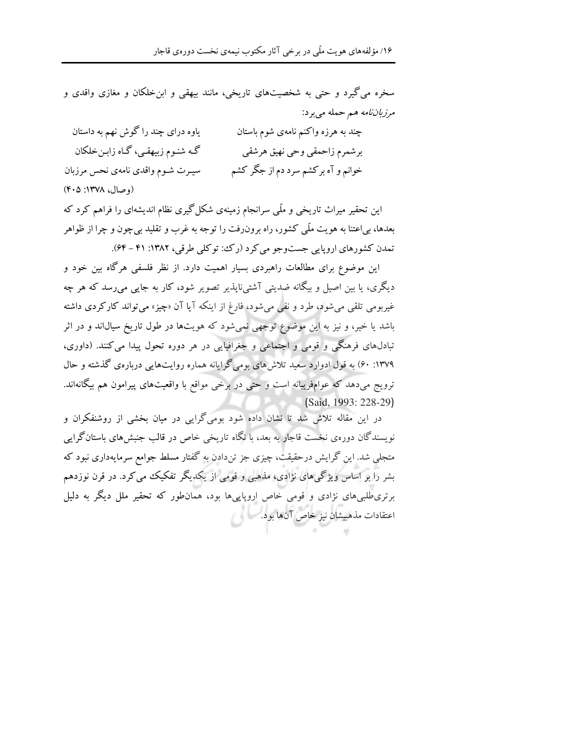سخره می‌گیرد و حتی به شخصیت‌های تاریخی، مانند بیهقی و ابن‌خلکان و مغازی واقدی و *مرزبان‌نامه* هم حمله می‌برد:

چند به هرزه واکنم نامه‌ی شوم باستان　　　یاوه درای چند را گوش نهم به داستان

برشمرم زاحمقی وحی نهیق هرشقی　　　گه شنوم زبیهقی، گاه زابن‌خلکان

خوانم و آه برکشم سرد دم از جگر کشم　　　سیرت شوم واقدی نامه‌ی نحس مرزبان

(وصال، ۱۳۷۸: ۴۰۵)

این تحقیر میراث تاریخی و ملّی سرانجام زمینه‌ی شکل‌گیری نظام اندیشه‌ای را فراهم کرد که بعدها، بی‌اعتنا به هویت ملّی کشور، راه برون‌رفت را توجه به غرب و تقلید بی‌چون و چرا از ظواهر تمدن کشورهای اروپایی جست‌وجو می‌کرد (رک: توکلی طرقی، ۱۳۸۲: ۴۱ – ۶۴).

این موضوع برای مطالعات راهبردی بسیار اهمیت دارد. از نظر فلسفی هرگاه بین خود و دیگری، یا بین اصیل و بیگانه ضدیتی آشتی‌ناپذیر تصویر شود، کار به جایی می‌رسد که هر چه غیربومی تلقی می‌شود، طرد و نفی می‌شود، فارغ از اینکه آیا آن «چیز» می‌تواند کارکردی داشته باشد یا خیر، و نیز به این موضوع توجهی نمی‌شود که هویت‌ها در طول تاریخ سیال‌اند و در اثر تبادل‌های فرهنگی و قومی و اجتماعی و جغرافیایی در هر دوره تحول پیدا می‌کنند. (داوری، ۱۳۷۹: ۶۰) به قول ادوارد سعید تلاش‌های بومی‌گرایانه هماره روایت‌هایی درباره‌ی گذشته و حال ترویج می‌دهد که عوام‌فریبانه است و حتی در برخی مواقع با واقعیت‌های پیرامون هم بیگانه‌اند. (Said, 1993: 228-29)

در این مقاله تلاش شد تا نشان داده شود بومی‌گرایی در میان بخشی از روشنفکران و نویسندگان دوره‌ی نخست قاجار به بعد، با نگاه تاریخی خاص در قالب جنبش‌های باستان‌گرایی متجلی شد. این گرایش درحقیقت، چیزی جز تن‌دادن به گفتار مسلط جوامع سرمایه‌داری نبود که بشر را بر اساس ویژگی‌های نژادی، مذهبی و قومی از یکدیگر تفکیک می‌کرد. در قرن نوزدهم برتری‌طلبی‌های نژادی و قومی خاص اروپایی‌ها بود، همان‌طور که تحقیر ملل دیگر به دلیل اعتقادات مذهبیشان نیز خاص آن‌ها بود.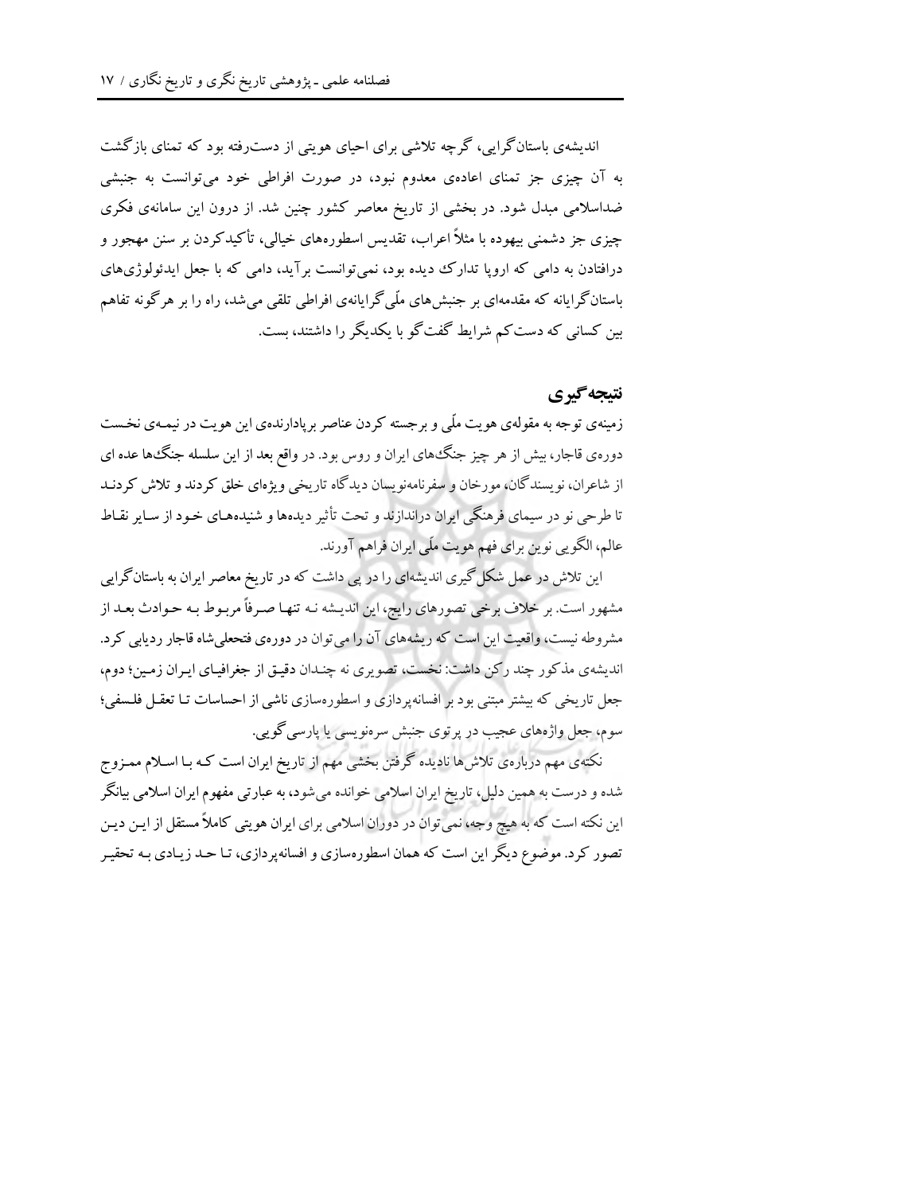اندیشه‌ی باستان‌گرایی، گرچه تلاشی برای احیای هویتی از دست‌رفته بود که تمنای بازگشت به آن چیزی جز تمنای اعاده‌ی معدوم نبود، در صورت افراطی خود می‌توانست به جنبشی ضداسلامی مبدل شود. در بخشی از تاریخ معاصر کشور چنین شد. از درون این سامانه‌ی فکری چیزی جز دشمنی بیهوده با مثلاً اعراب، تقدیس اسطوره‌های خیالی، تأکیدکردن بر سنن مهجور و درافتادن به دامی که اروپا تدارک دیده بود، نمی‌توانست برآید، دامی که با جعل ایدئولوژی‌های باستان‌گرایانه که مقدمه‌ای بر جنبش‌های ملّی‌گرایانه‌ی افراطی تلقی می‌شد، راه را بر هرگونه تفاهم بین کسانی که دست‌کم شرایط گفت‌گو با یکدیگر را داشتند، بست.

## نتیجه‌گیری

زمینه‌ی توجه به مقوله‌ی هویت ملّی و برجسته کردن عناصر برپادارنده‌ی این هویت در نیمه‌ی نخست دوره‌ی قاجار، بیش از هر چیز جنگ‌های ایران و روس بود. در واقع بعد از این سلسله جنگ‌ها عده ای از شاعران، نویسندگان، مورخان و سفرنامه‌نویسان دیدگاه تاریخی ویژه‌ای خلق کردند و تلاش کردند تا طرحی نو در سیمای فرهنگی ایران دراندازند و تحت تأثیر دیده‌ها و شنیده‌های خود از سایر نقاط عالم، الگویی نوین برای فهم هویت ملّی ایران فراهم آورند.

این تلاش در عمل شکل‌گیری اندیشه‌ای را در پی داشت که در تاریخ معاصر ایران به باستان‌گرایی مشهور است. بر خلاف برخی تصورهای رایج، این اندیشه نه تنها صرفاً مربوط به حوادث بعد از مشروطه نیست، واقعیت این است که ریشه‌های آن را می‌توان در دوره‌ی فتحعلی‌شاه قاجار ردیابی کرد. اندیشه‌ی مذکور چند رکن داشت: نخست، تصویری نه چندان دقیق از جغرافیای ایران زمین؛ دوم، جعل تاریخی که بیشتر مبتنی بود بر افسانه‌پردازی و اسطوره‌سازی ناشی از احساسات تا تعقل فلسفی؛ سوم، جعل واژه‌های عجیب در پرتوی جنبش سره‌نویسی یا پارسی‌گویی.

نکته‌ی مهم درباره‌ی تلاش‌ها نادیده گرفتن بخشی مهم از تاریخ ایران است که با اسلام ممزوج شده و درست به همین دلیل، تاریخ ایران اسلامی خوانده می‌شود، به عبارتی مفهوم ایران اسلامی بیانگر این نکته است که به هیچ وجه، نمی‌توان در دوران اسلامی برای ایران هویتی کاملاً مستقل از این دین تصور کرد. موضوع دیگر این است که همان اسطوره‌سازی و افسانه‌پردازی، تا حد زیادی به تحقیر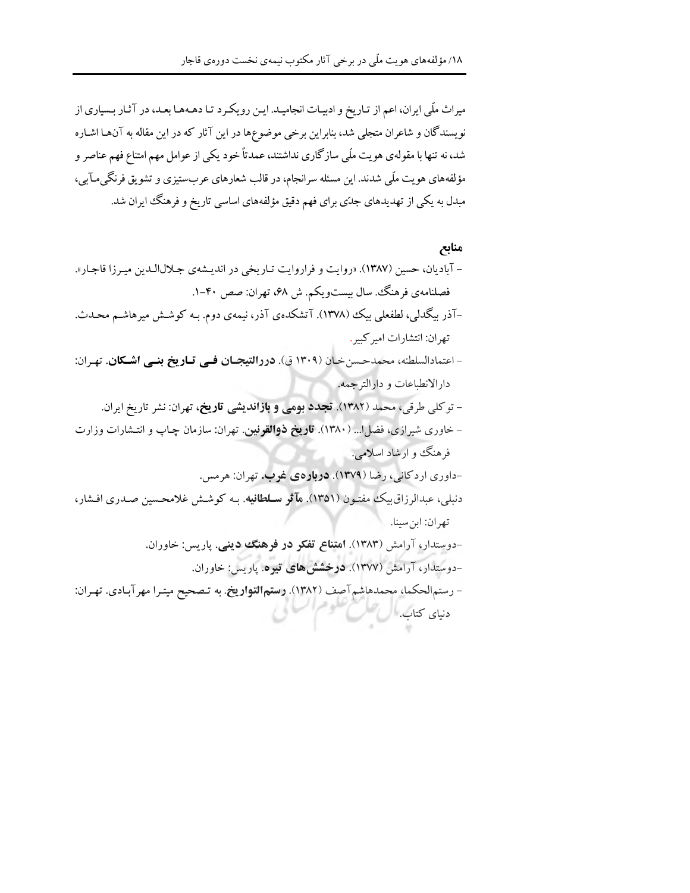میراث ملّی ایران، اعم از تاریخ و ادبیات انجامید. این رویکرد تا دهه‌ها بعد، در آثار بسیاری از نویسندگان و شاعران متجلی شد، بنابراین برخی موضوع‌ها در این آثار که در این مقاله به آن‌ها اشاره شد، نه تنها با مقوله‌ی هویت ملّی سازگاری نداشتند، عمدتاً خود یکی از عوامل مهم امتناع فهم عناصر و مؤلفه‌های هویت ملّی شدند. این مسئله سرانجام، در قالب شعارهای عرب‌ستیزی و تشویق فرنگی‌مآبی، مبدل به یکی از تهدیدهای جدّی برای فهم دقیق مؤلفه‌های اساسی تاریخ و فرهنگ ایران شد.

## منابع

- آبادیان، حسین (۱۳۸۷). «روایت و فراروایت تاریخی در اندیشه‌ی جلال‌الدین میرزا قاجار». فصلنامه‌ی فرهنگ. سال بیست‌ویکم. ش ۶۸، تهران: صص ۴۰-۱.
- آذر بیگدلی، لطفعلی بیک (۱۳۷۸). آتشکده‌ی آذر، نیمه‌ی دوم. به کوشش میرهاشم محدث. تهران: انتشارات امیرکبیر.
- اعتمادالسلطنه، محمدحسن‌خان (۱۳۰۹ ق). **دررالتیجان فی تاریخ بنی اشکان**. تهران: دارالانطباعات و دارالترجمه.
- توکلی طرقی، محمد (۱۳۸۲). **تجدد بومی و بازاندیشی تاریخ**، تهران: نشر تاریخ ایران.
- خاوری شیرازی، فضل‌ا... (۱۳۸۰). **تاریخ ذوالقرنین**. تهران: سازمان چاپ و انتشارات وزارت فرهنگ و ارشاد اسلامی.
- داوری اردکانی، رضا (۱۳۷۹). **درباره‌ی غرب**. تهران: هرمس.
- دنبلی، عبدالرزاق‌بیک مفتون (۱۳۵۱). **مآثر سلطانیه**. به کوشش غلامحسین صدری افشار، تهران: ابن‌سینا.
- دوستدار، آرامش (۱۳۸۳). **امتناع تفکر در فرهنگ دینی**. پاریس: خاوران.
- دوستدار، آرامش (۱۳۷۷). **درخشش‌های تیره**. پاریس: خاوران.
- رستم‌الحکما، محمدهاشم‌آصف (۱۳۸۲). **رستم‌التواریخ**. به تصحیح میترا مهرآبادی. تهران: دنیای کتاب.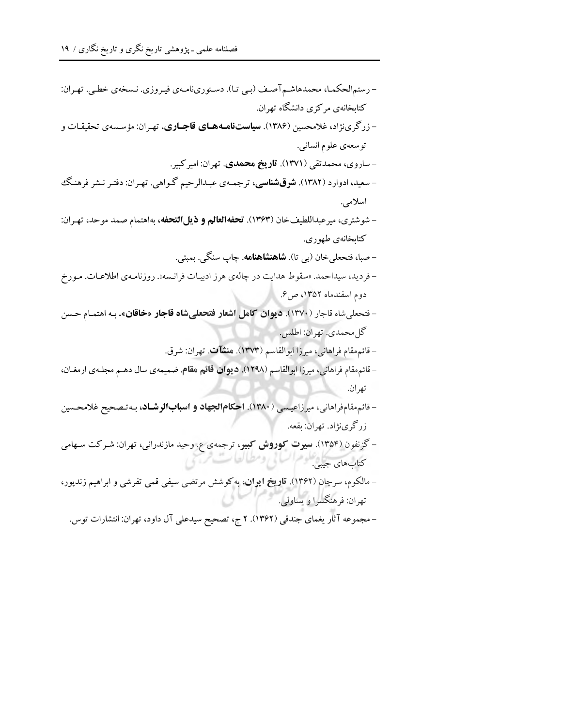- رستم‌الحکما، محمدهاشم آصف (بی تا). دستورینامه‌ی فیروزی. نسخه‌ی خطی. تهران: کتابخانه‌ی مرکزی دانشگاه تهران.

- زرگری‌نژاد، غلامحسین (۱۳۸۶). **سیاست‌نامه‌های قاجاری**. تهران: مؤسسه‌ی تحقیقات و توسعه‌ی علوم انسانی.

- ساروی، محمدتقی (۱۳۷۱). **تاریخ محمدی**. تهران: امیرکبیر.

- سعید، ادوارد (۱۳۸۲). **شرق‌شناسی**، ترجمه‌ی عبدالرحیم گواهی. تهران: دفتر نشر فرهنگ اسلامی.

- شوشتری، میرعبداللطیف‌خان (۱۳۶۳). **تحفه‌العالم و ذیل‌التحفه**، به‌اهتمام صمد موحد، تهران: کتابخانه‌ی طهوری.

- صبا، فتحعلی‌خان (بی تا). **شاهنشاهنامه**. چاپ سنگی. بمبئی.

- فردید، سیداحمد. «سقوط هدایت در چاله‌ی هرز ادبیات فرانسه». روزنامه‌ی اطلاعات. مورخ دوم اسفندماه ۱۳۵۲، ص۶.

- فتحعلی‌شاه قاجار (۱۳۷۰). **دیوان کامل اشعار فتحعلی‌شاه قاجار «خاقان»**. به اهتمام حسن گل‌محمدی. تهران: اطلس.

- قائم‌مقام فراهانی، میرزا ابوالقاسم (۱۳۷۳). **منشآت**. تهران: شرق.

- قائم‌مقام فراهانی، میرزا ابوالقاسم (۱۲۹۸). **دیوان قائم مقام**. ضمیمه‌ی سال دهم مجله‌ی ارمغان، تهران.

- قائم‌مقام‌فراهانی، میرزاعیسی (۱۳۸۰). **احکام‌الجهاد و اسباب‌الرشاد**، به‌تصحیح غلامحسین زرگری‌نژاد. تهران: بقعه.

- گزنفون (۱۳۵۴). **سیرت کوروش کبیر**، ترجمه‌ی ع. وحید مازندرانی، تهران: شرکت سهامی کتاب‌های جیبی.

- مالکوم، سرجان (۱۳۶۲). **تاریخ ایران**، به‌کوشش مرتضی سیفی قمی تفرشی و ابراهیم زندپور، تهران: فرهنگسرا و یساولی.

- مجموعه آثار یغمای جندقی (۱۳۶۲). ۲ ج، تصحیح سیدعلی آل داود، تهران: انتشارات توس.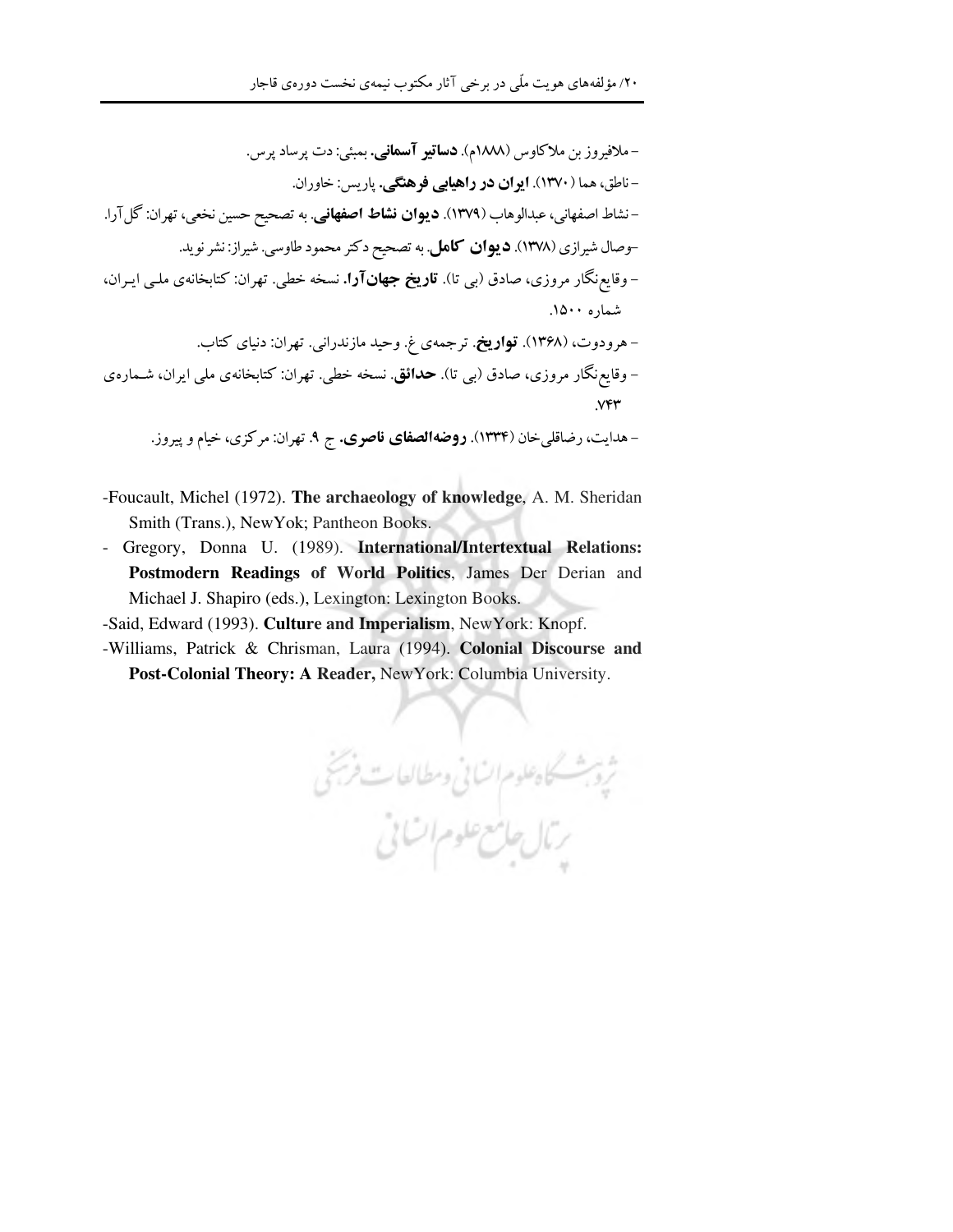- ملافیروز بن ملاکاوس (۱۸۸۸م). **دساتیر آسمانی**. بمبئی: دت پرساد پرس.

- ناطق، هما (۱۳۷۰). **ایران در راهیابی فرهنگی**. پاریس: خاوران.

- نشاط اصفهانی، عبدالوهاب (۱۳۷۹). **دیوان نشاط اصفهانی**. به تصحیح حسین نخعی، تهران: گل‌آرا.

-وصال شیرازی (۱۳۷۸). **دیوان کامل**. به تصحیح دکتر محمود طاوسی. شیراز: نشر نوید.

- وقایع‌نگار مروزی، صادق (بی تا). **تاریخ جهان‌آرا**. نسخه خطی. تهران: کتابخانه‌ی ملی ایران، شماره ۱۵۰۰.

- هرودوت، (۱۳۶۸). **تواریخ**. ترجمه‌ی غ. وحید مازندرانی. تهران: دنیای کتاب.

- وقایع‌نگار مروزی، صادق (بی تا). **حدائق**. نسخه خطی. تهران: کتابخانه‌ی ملی ایران، شماره‌ی ۷۴۳.

- هدایت، رضاقلی‌خان (۱۳۳۴). **روضه‌الصفای ناصری**. ج ۹. تهران: مرکزی، خیام و پیروز.

-Foucault, Michel (1972). **The archaeology of knowledge**, A. M. Sheridan Smith (Trans.), NewYok; Pantheon Books.

- Gregory, Donna U. (1989). **International/Intertextual Relations: Postmodern Readings of World Politics**, James Der Derian and Michael J. Shapiro (eds.), Lexington: Lexington Books.

-Said, Edward (1993). **Culture and Imperialism**, NewYork: Knopf.

-Williams, Patrick & Chrisman, Laura (1994). **Colonial Discourse and Post-Colonial Theory: A Reader,** NewYork: Columbia University.